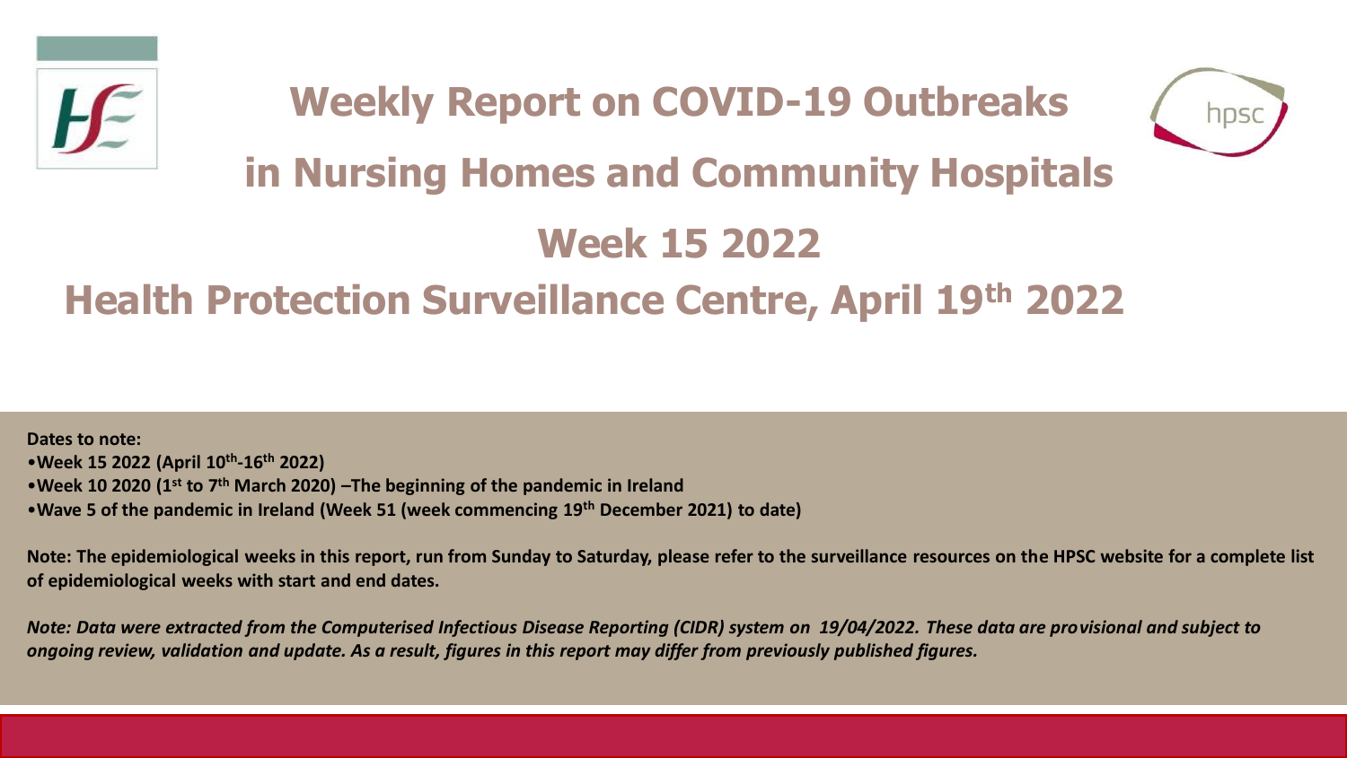# Weekly Report on COVID-19 Outbreaks in Nursing Homes and Community Hospitals

# Week 15 2022

## Health Protection Surveillance Centre, April 19th 2022

**Dates to note:**

- **Week 15 2022 (April 10th-16th 2022)**
- **Week 10 2020 (1st to 7th March 2020) –The beginning of the pandemic in Ireland**
- **Wave 5 of the pandemic in Ireland (Week 51 (week commencing 19th December 2021) to date)**

**Note: The epidemiological weeks in this report, run from Sunday to Saturday, please refer to the surveillance resources on the HPSC website for a complete list of epidemiological weeks with start and end dates.**

***Note: Data were extracted from the Computerised Infectious Disease Reporting (CIDR) system on 19/04/2022. These data are provisional and subject to ongoing review, validation and update. As a result, figures in this report may differ from previously published figures.***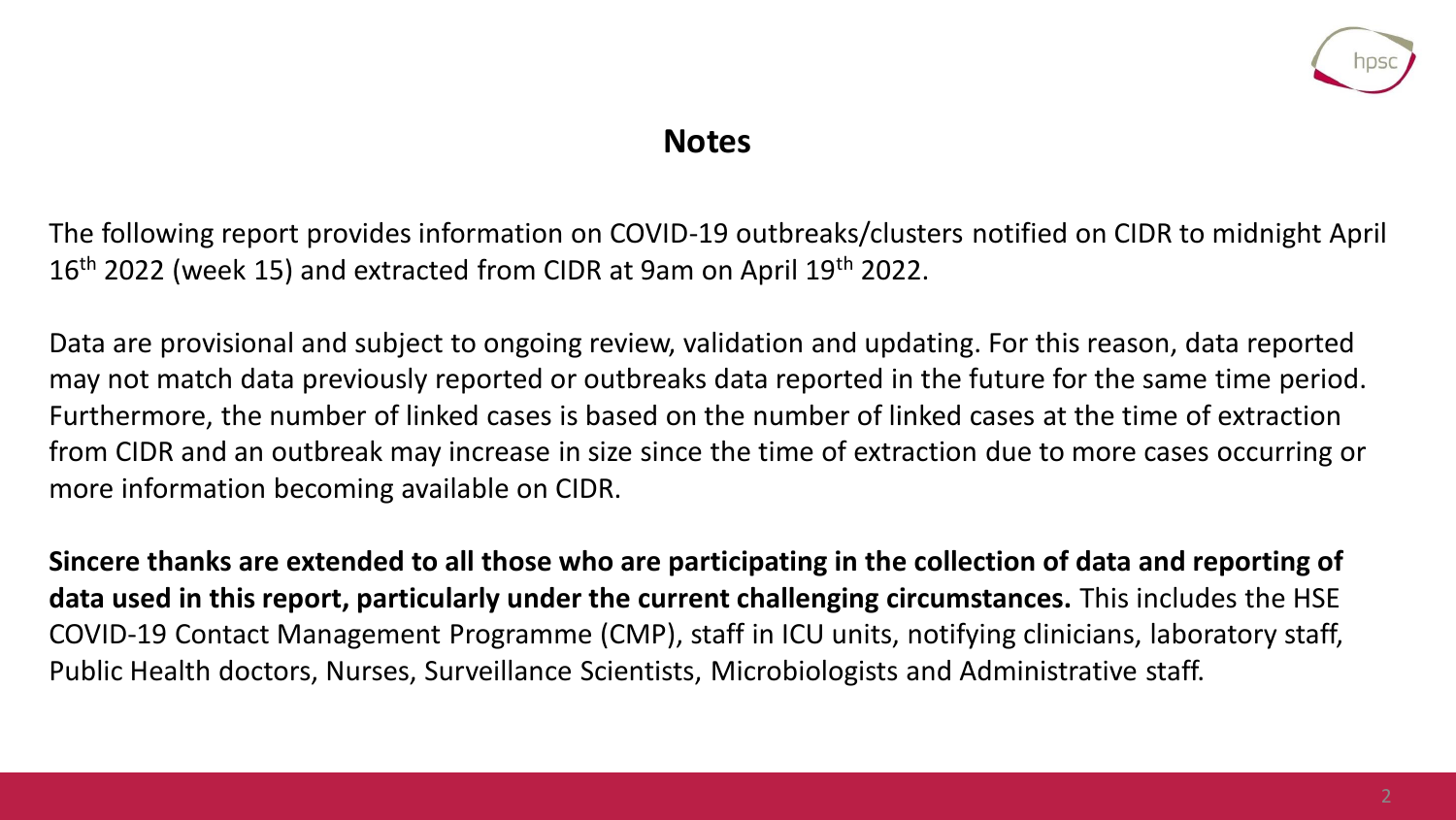# Notes

The following report provides information on COVID-19 outbreaks/clusters notified on CIDR to midnight April 16th 2022 (week 15) and extracted from CIDR at 9am on April 19th 2022.

Data are provisional and subject to ongoing review, validation and updating. For this reason, data reported may not match data previously reported or outbreaks data reported in the future for the same time period. Furthermore, the number of linked cases is based on the number of linked cases at the time of extraction from CIDR and an outbreak may increase in size since the time of extraction due to more cases occurring or more information becoming available on CIDR.

**Sincere thanks are extended to all those who are participating in the collection of data and reporting of data used in this report, particularly under the current challenging circumstances.** This includes the HSE COVID-19 Contact Management Programme (CMP), staff in ICU units, notifying clinicians, laboratory staff, Public Health doctors, Nurses, Surveillance Scientists, Microbiologists and Administrative staff.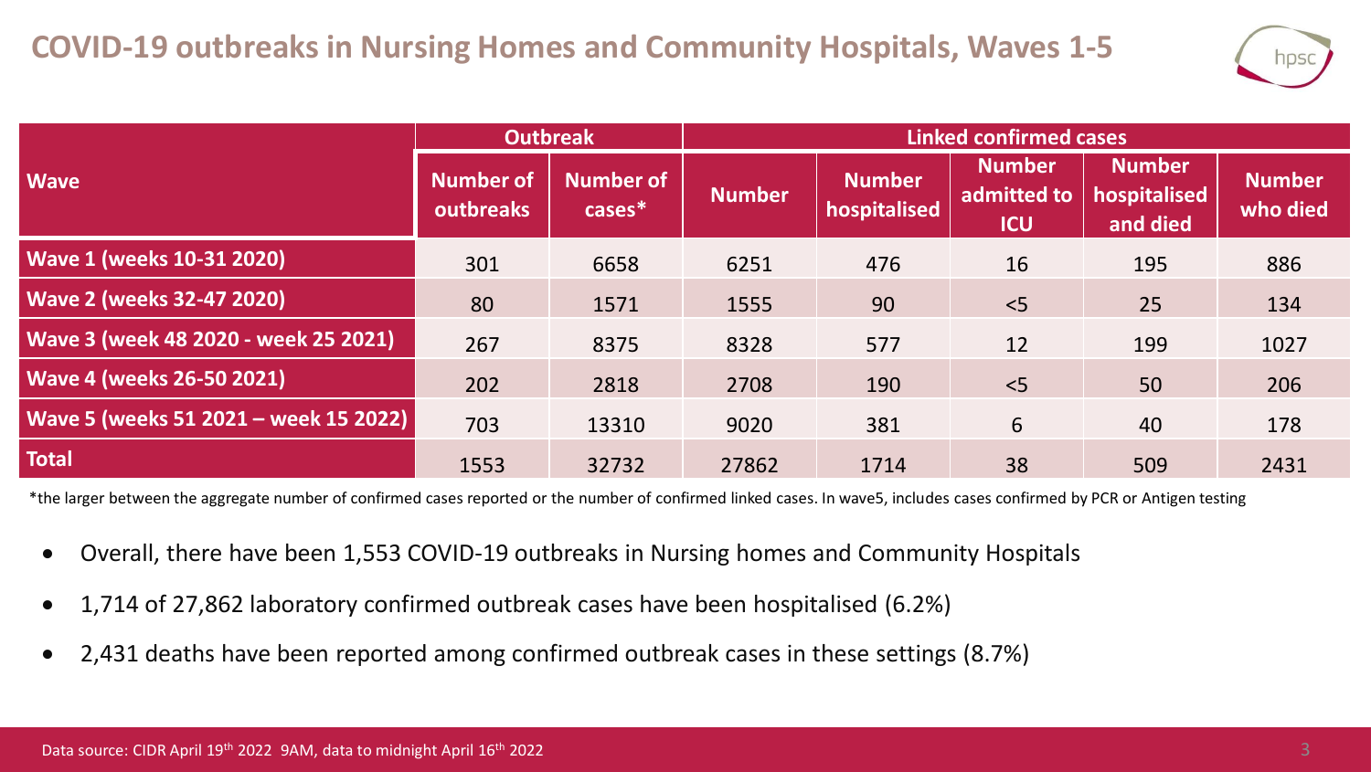# COVID-19 outbreaks in Nursing Homes and Community Hospitals, Waves 1-5

| Wave | Outbreak | | Linked confirmed cases | | | | |
|---|---|---|---|---|---|---|---|
| | Number of outbreaks | Number of cases* | Number | Number hospitalised | Number admitted to ICU | Number hospitalised and died | Number who died |
| Wave 1 (weeks 10-31 2020) | 301 | 6658 | 6251 | 476 | 16 | 195 | 886 |
| Wave 2 (weeks 32-47 2020) | 80 | 1571 | 1555 | 90 | <5 | 25 | 134 |
| Wave 3 (week 48 2020 - week 25 2021) | 267 | 8375 | 8328 | 577 | 12 | 199 | 1027 |
| Wave 4 (weeks 26-50 2021) | 202 | 2818 | 2708 | 190 | <5 | 50 | 206 |
| Wave 5 (weeks 51 2021 – week 15 2022) | 703 | 13310 | 9020 | 381 | 6 | 40 | 178 |
| Total | 1553 | 32732 | 27862 | 1714 | 38 | 509 | 2431 |

*the larger between the aggregate number of confirmed cases reported or the number of confirmed linked cases. In wave5, includes cases confirmed by PCR or Antigen testing

- Overall, there have been 1,553 COVID-19 outbreaks in Nursing homes and Community Hospitals
- 1,714 of 27,862 laboratory confirmed outbreak cases have been hospitalised (6.2%)
- 2,431 deaths have been reported among confirmed outbreak cases in these settings (8.7%)

Data source: CIDR April 19th 2022 9AM, data to midnight April 16th 2022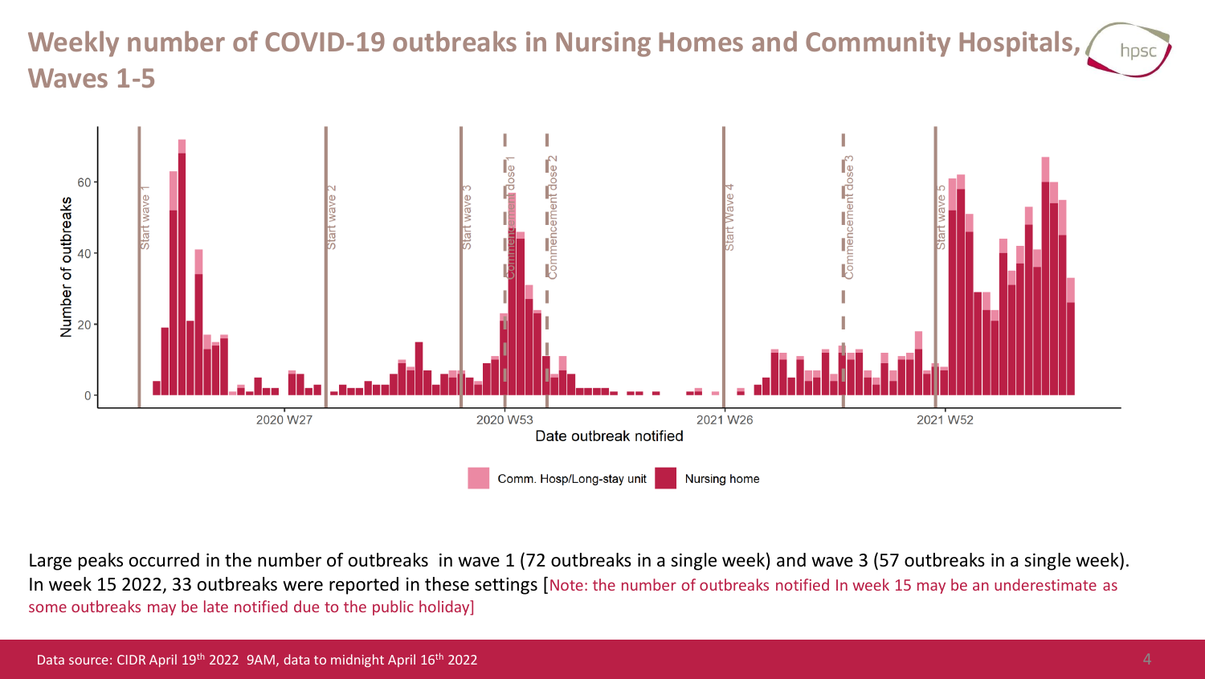# Weekly number of COVID-19 outbreaks in Nursing Homes and Community Hospitals, Waves 1-5

Large peaks occurred in the number of outbreaks in wave 1 (72 outbreaks in a single week) and wave 3 (57 outbreaks in a single week). In week 15 2022, 33 outbreaks were reported in these settings [Note: the number of outbreaks notified In week 15 may be an underestimate as some outbreaks may be late notified due to the public holiday]

Data source: CIDR April 19th 2022 9AM, data to midnight April 16th 2022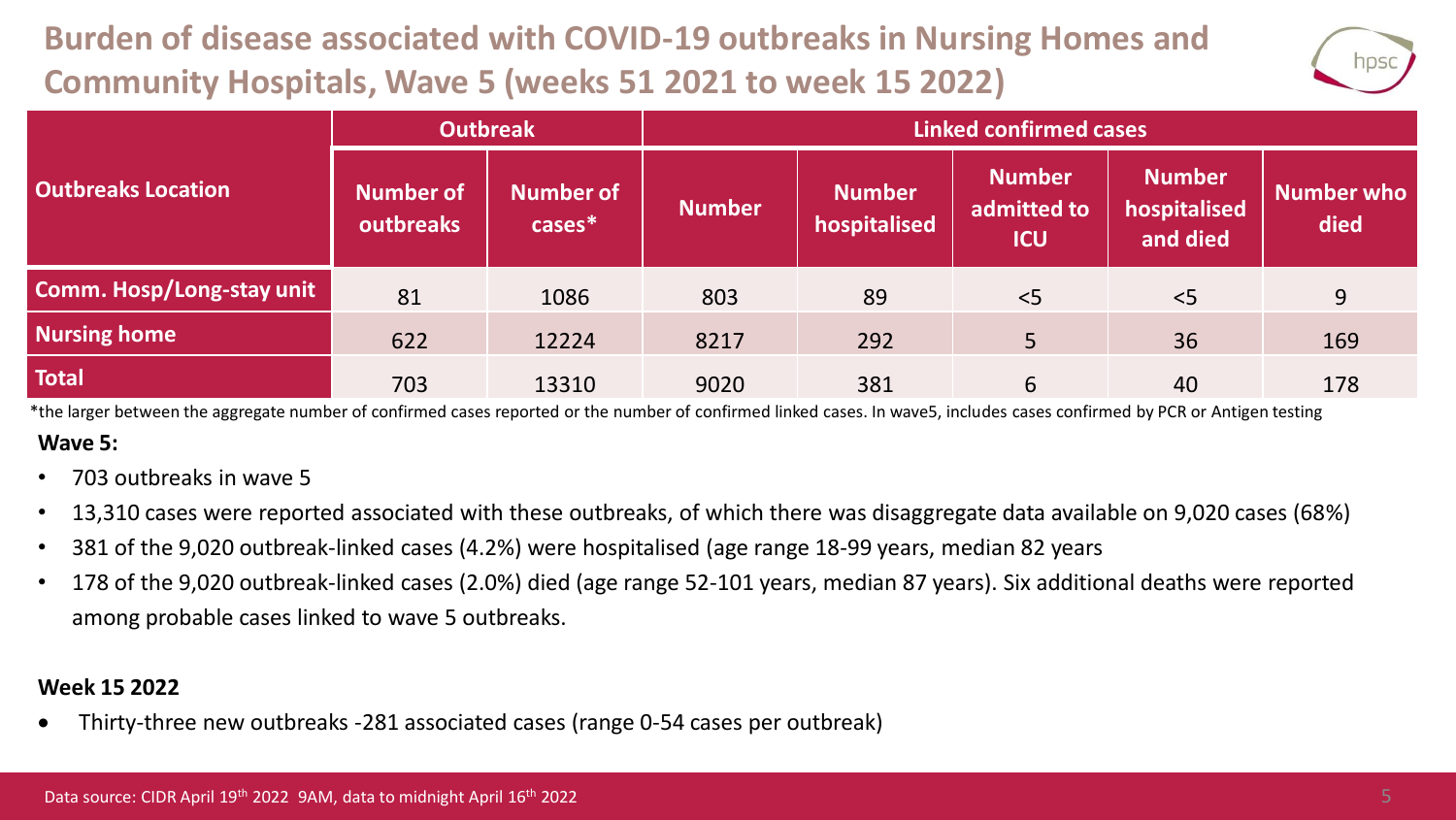# Burden of disease associated with COVID-19 outbreaks in Nursing Homes and Community Hospitals, Wave 5 (weeks 51 2021 to week 15 2022)

| Outbreaks Location | Outbreak | | Linked confirmed cases | | | | |
|---|---|---|---|---|---|---|---|
| | Number of outbreaks | Number of cases* | Number | Number hospitalised | Number admitted to ICU | Number hospitalised and died | Number who died |
| Comm. Hosp/Long-stay unit | 81 | 1086 | 803 | 89 | <5 | <5 | 9 |
| Nursing home | 622 | 12224 | 8217 | 292 | 5 | 36 | 169 |
| Total | 703 | 13310 | 9020 | 381 | 6 | 40 | 178 |

*the larger between the aggregate number of confirmed cases reported or the number of confirmed linked cases. In wave5, includes cases confirmed by PCR or Antigen testing

**Wave 5:**

- 703 outbreaks in wave 5
- 13,310 cases were reported associated with these outbreaks, of which there was disaggregate data available on 9,020 cases (68%)
- 381 of the 9,020 outbreak-linked cases (4.2%) were hospitalised (age range 18-99 years, median 82 years
- 178 of the 9,020 outbreak-linked cases (2.0%) died (age range 52-101 years, median 87 years). Six additional deaths were reported among probable cases linked to wave 5 outbreaks.

**Week 15 2022**

- Thirty-three new outbreaks -281 associated cases (range 0-54 cases per outbreak)

Data source: CIDR April 19th 2022 9AM, data to midnight April 16th 2022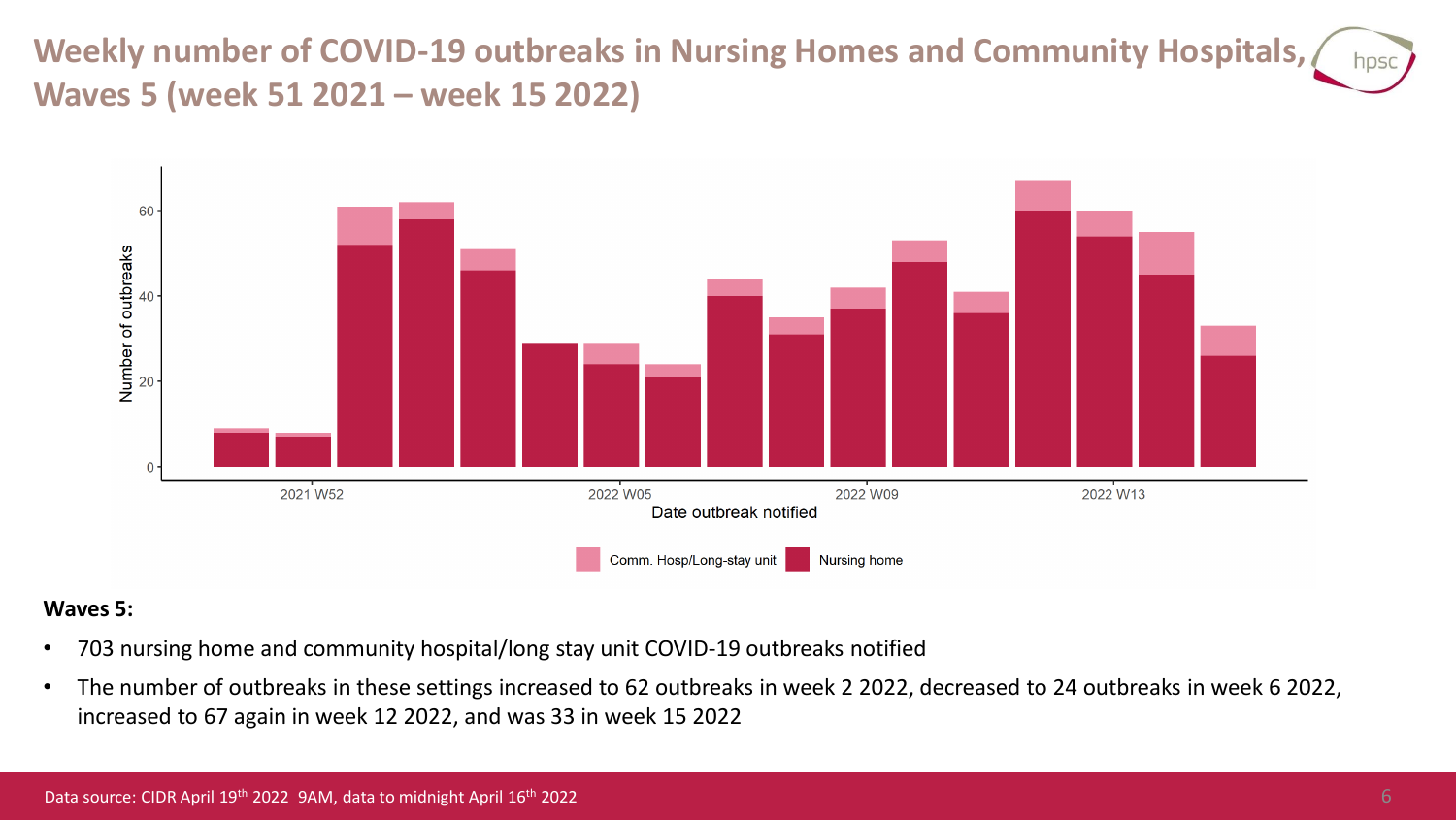# Weekly number of COVID-19 outbreaks in Nursing Homes and Community Hospitals, Waves 5 (week 51 2021 – week 15 2022)

**Waves 5:**

- 703 nursing home and community hospital/long stay unit COVID-19 outbreaks notified
- The number of outbreaks in these settings increased to 62 outbreaks in week 2 2022, decreased to 24 outbreaks in week 6 2022, increased to 67 again in week 12 2022, and was 33 in week 15 2022

Data source: CIDR April 19th 2022 9AM, data to midnight April 16th 2022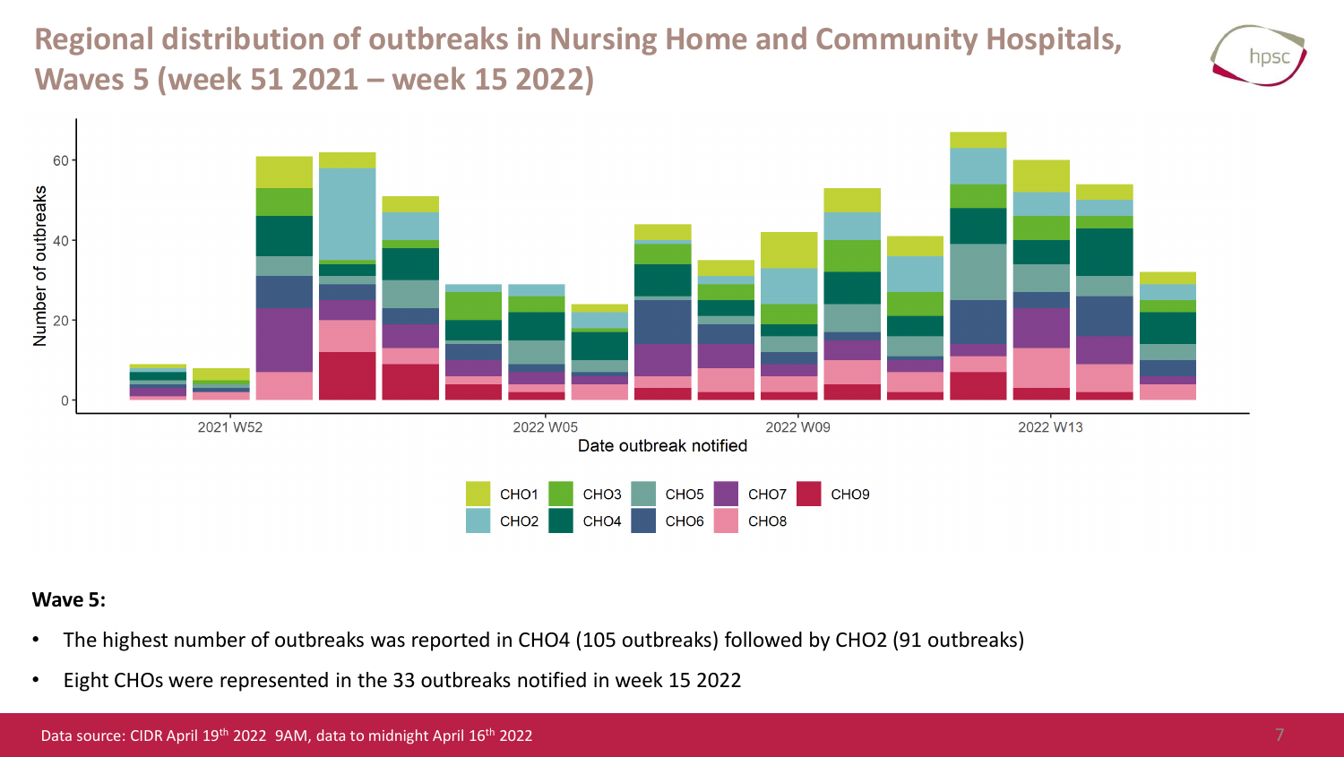# Regional distribution of outbreaks in Nursing Home and Community Hospitals, Waves 5 (week 51 2021 – week 15 2022)

**Wave 5:**

- The highest number of outbreaks was reported in CHO4 (105 outbreaks) followed by CHO2 (91 outbreaks)
- Eight CHOs were represented in the 33 outbreaks notified in week 15 2022

Data source: CIDR April 19th 2022 9AM, data to midnight April 16th 2022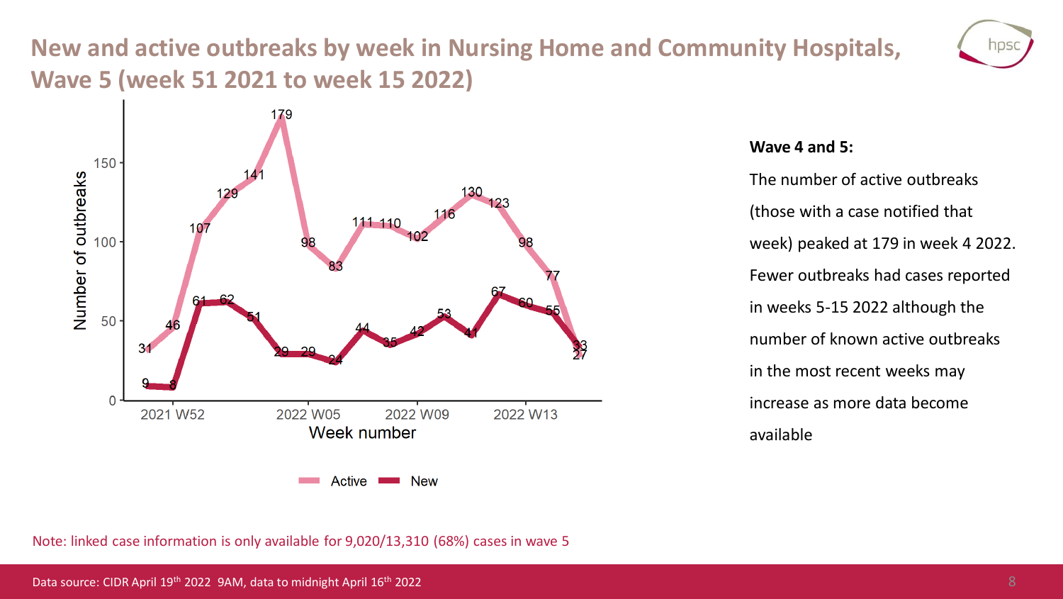# New and active outbreaks by week in Nursing Home and Community Hospitals, Wave 5 (week 51 2021 to week 15 2022)

| Week | Active | New |
|---|---|---|
| 2021 W51 | 31 | 9 |
| 2021 W52 | 46 | 8 |
| 2022 W01 | 107 | 61 |
| 2022 W02 | 129 | 62 |
| 2022 W03 | 141 | 51 |
| 2022 W04 | 179 | 29 |
| 2022 W05 | 98 | 29 |
| 2022 W06 | 83 | 24 |
| 2022 W07 | 111 | 44 |
| 2022 W08 | 110 | 35 |
| 2022 W09 | 102 | 42 |
| 2022 W10 | 116 | 53 |
| 2022 W11 | 130 | 41 |
| 2022 W12 | 123 | 67 |
| 2022 W13 | 98 | 60 |
| 2022 W14 | 77 | 55 |
| 2022 W15 | 27 | 33 |

**Wave 4 and 5:**

The number of active outbreaks (those with a case notified that week) peaked at 179 in week 4 2022. Fewer outbreaks had cases reported in weeks 5-15 2022 although the number of known active outbreaks in the most recent weeks may increase as more data become available

Note: linked case information is only available for 9,020/13,310 (68%) cases in wave 5

Data source: CIDR April 19th 2022 9AM, data to midnight April 16th 2022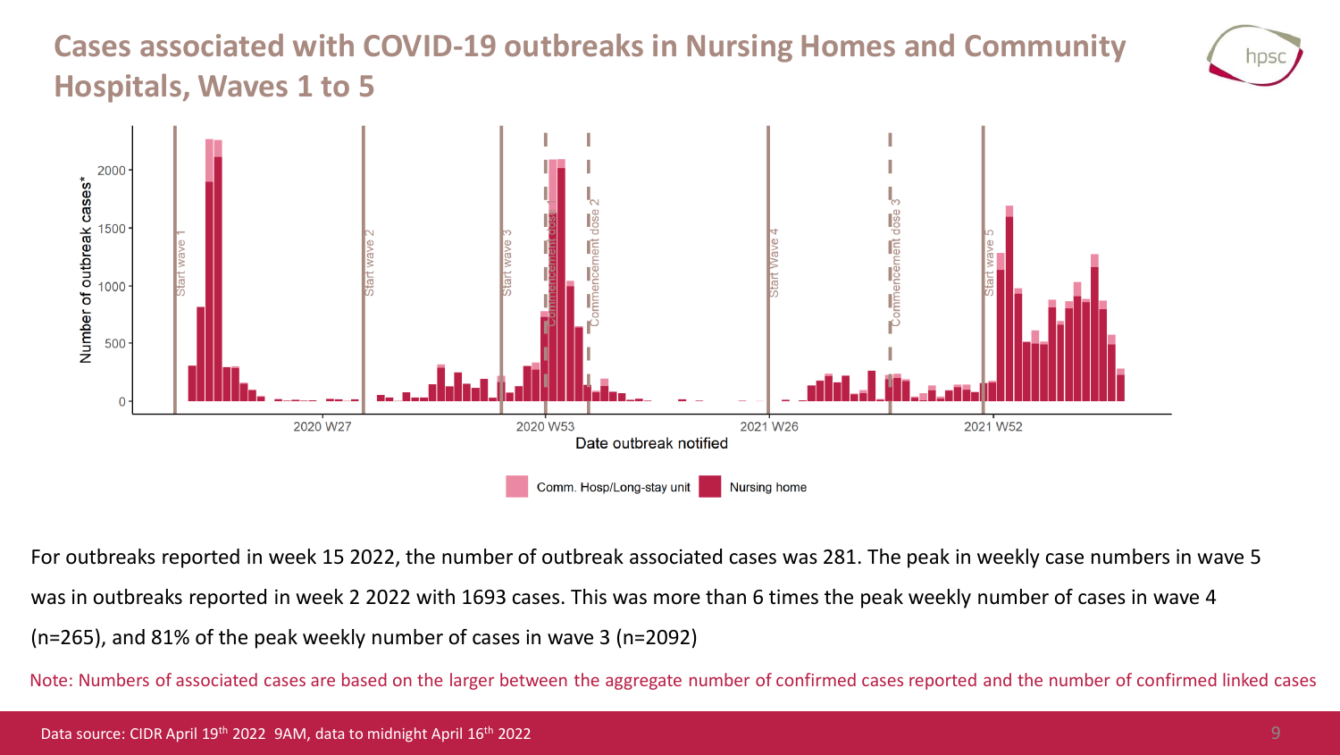# Cases associated with COVID-19 outbreaks in Nursing Homes and Community Hospitals, Waves 1 to 5

For outbreaks reported in week 15 2022, the number of outbreak associated cases was 281. The peak in weekly case numbers in wave 5 was in outbreaks reported in week 2 2022 with 1693 cases. This was more than 6 times the peak weekly number of cases in wave 4 (n=265), and 81% of the peak weekly number of cases in wave 3 (n=2092)

Note: Numbers of associated cases are based on the larger between the aggregate number of confirmed cases reported and the number of confirmed linked cases

Data source: CIDR April 19th 2022 9AM, data to midnight April 16th 2022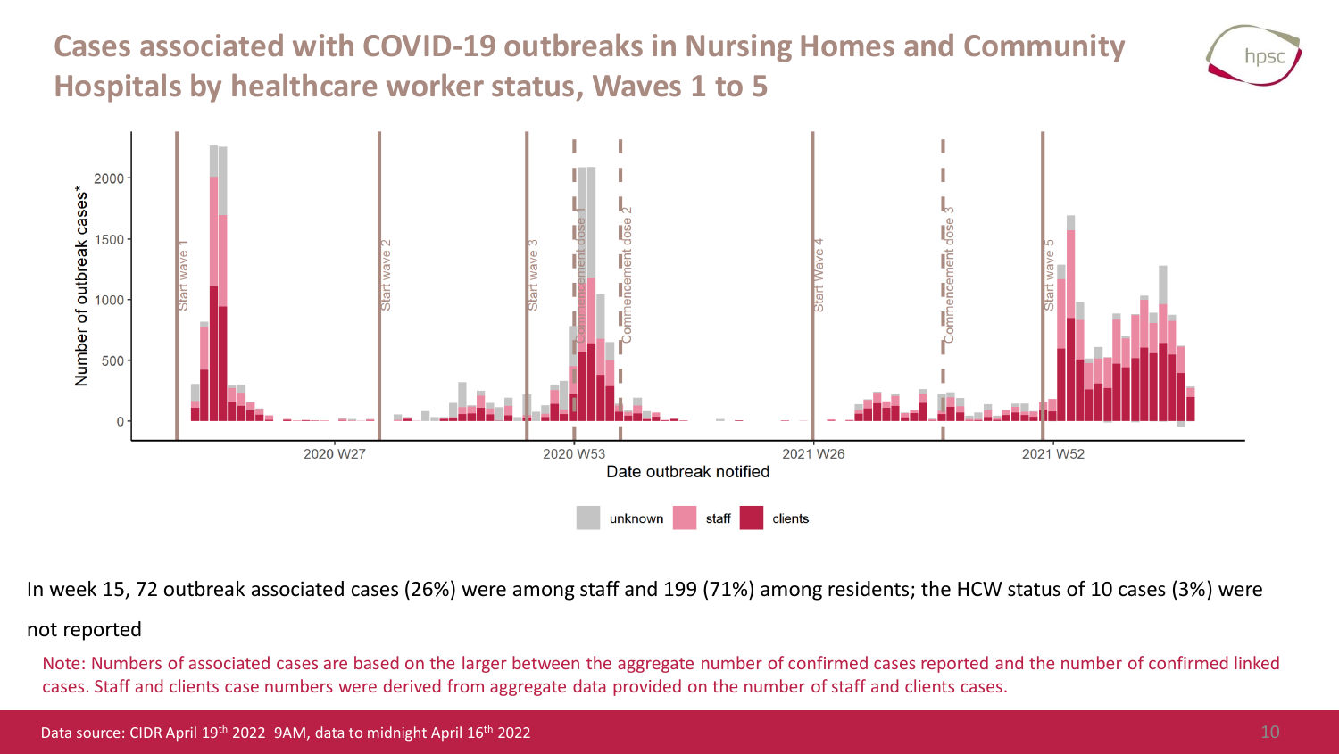# Cases associated with COVID-19 outbreaks in Nursing Homes and Community Hospitals by healthcare worker status, Waves 1 to 5

In week 15, 72 outbreak associated cases (26%) were among staff and 199 (71%) among residents; the HCW status of 10 cases (3%) were not reported

Note: Numbers of associated cases are based on the larger between the aggregate number of confirmed cases reported and the number of confirmed linked cases. Staff and clients case numbers were derived from aggregate data provided on the number of staff and clients cases.

Data source: CIDR April 19th 2022 9AM, data to midnight April 16th 2022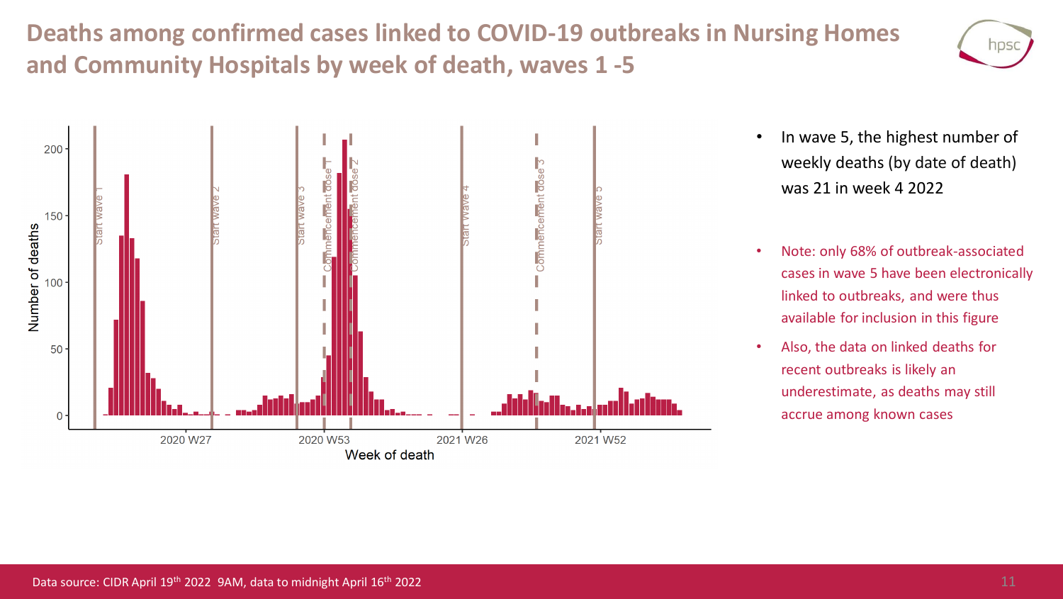# Deaths among confirmed cases linked to COVID-19 outbreaks in Nursing Homes and Community Hospitals by week of death, waves 1 -5

- In wave 5, the highest number of weekly deaths (by date of death) was 21 in week 4 2022

- Note: only 68% of outbreak-associated cases in wave 5 have been electronically linked to outbreaks, and were thus available for inclusion in this figure
- Also, the data on linked deaths for recent outbreaks is likely an underestimate, as deaths may still accrue among known cases

Data source: CIDR April 19th 2022 9AM, data to midnight April 16th 2022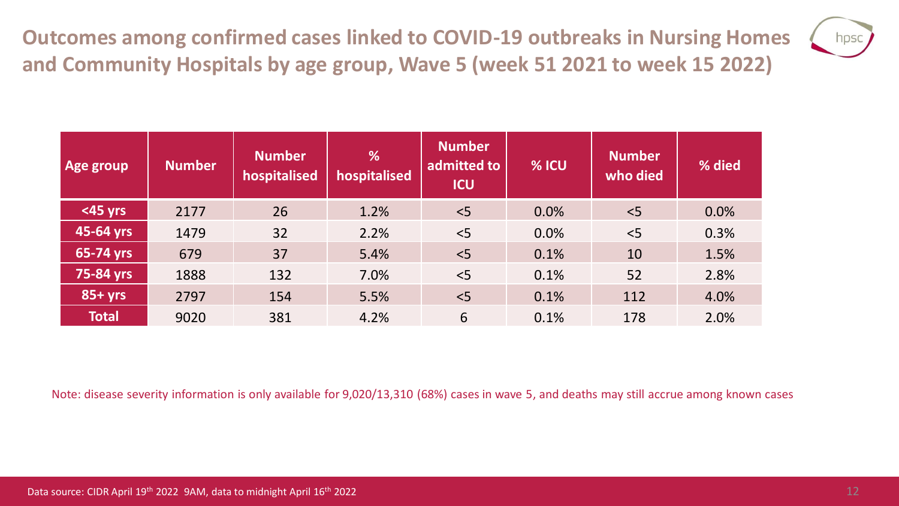# Outcomes among confirmed cases linked to COVID-19 outbreaks in Nursing Homes and Community Hospitals by age group, Wave 5 (week 51 2021 to week 15 2022)

| Age group | Number | Number hospitalised | % hospitalised | Number admitted to ICU | % ICU | Number who died | % died |
|---|---|---|---|---|---|---|---|
| <45 yrs | 2177 | 26 | 1.2% | <5 | 0.0% | <5 | 0.0% |
| 45-64 yrs | 1479 | 32 | 2.2% | <5 | 0.0% | <5 | 0.3% |
| 65-74 yrs | 679 | 37 | 5.4% | <5 | 0.1% | 10 | 1.5% |
| 75-84 yrs | 1888 | 132 | 7.0% | <5 | 0.1% | 52 | 2.8% |
| 85+ yrs | 2797 | 154 | 5.5% | <5 | 0.1% | 112 | 4.0% |
| Total | 9020 | 381 | 4.2% | 6 | 0.1% | 178 | 2.0% |

Note: disease severity information is only available for 9,020/13,310 (68%) cases in wave 5, and deaths may still accrue among known cases

Data source: CIDR April 19th 2022 9AM, data to midnight April 16th 2022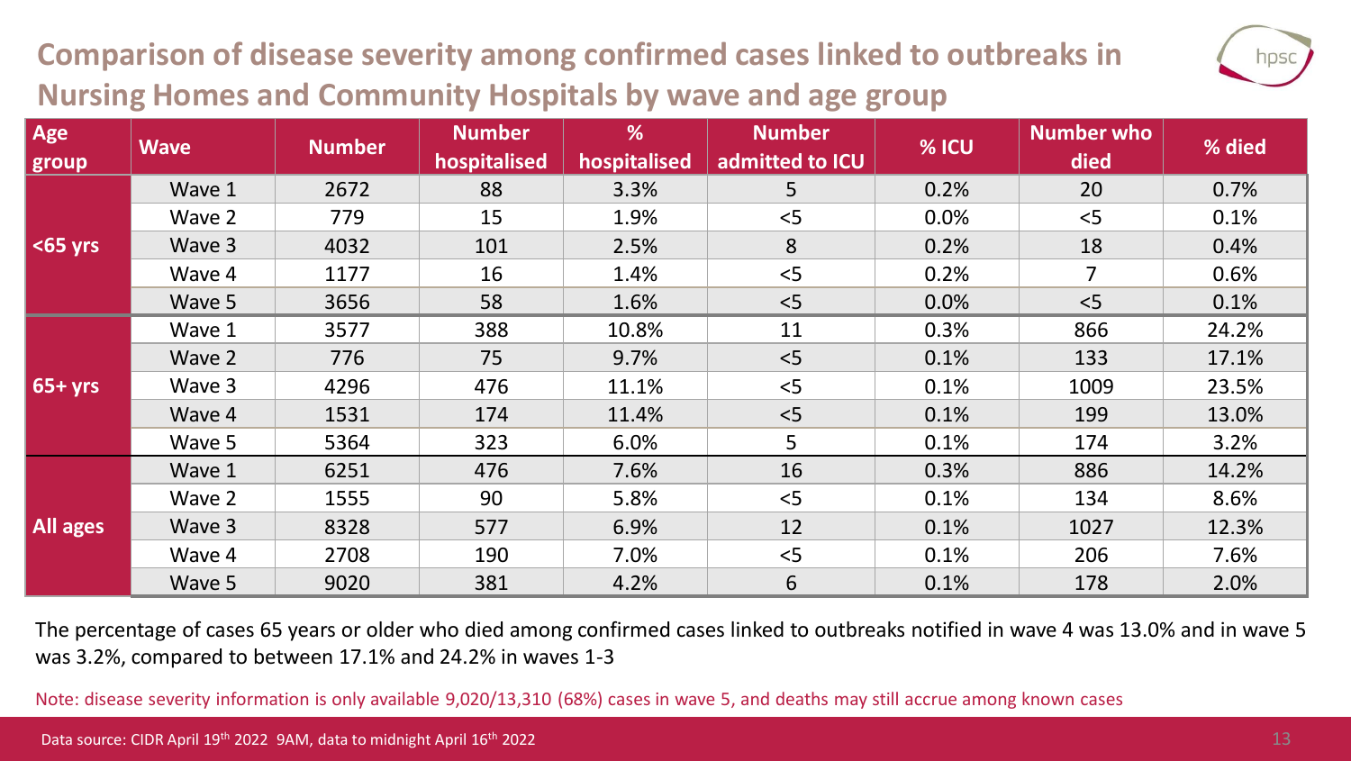# Comparison of disease severity among confirmed cases linked to outbreaks in Nursing Homes and Community Hospitals by wave and age group

| Age group | Wave | Number | Number hospitalised | % hospitalised | Number admitted to ICU | % ICU | Number who died | % died |
|---|---|---|---|---|---|---|---|---|
| <65 yrs | Wave 1 | 2672 | 88 | 3.3% | 5 | 0.2% | 20 | 0.7% |
| | Wave 2 | 779 | 15 | 1.9% | <5 | 0.0% | <5 | 0.1% |
| | Wave 3 | 4032 | 101 | 2.5% | 8 | 0.2% | 18 | 0.4% |
| | Wave 4 | 1177 | 16 | 1.4% | <5 | 0.2% | 7 | 0.6% |
| | Wave 5 | 3656 | 58 | 1.6% | <5 | 0.0% | <5 | 0.1% |
| 65+ yrs | Wave 1 | 3577 | 388 | 10.8% | 11 | 0.3% | 866 | 24.2% |
| | Wave 2 | 776 | 75 | 9.7% | <5 | 0.1% | 133 | 17.1% |
| | Wave 3 | 4296 | 476 | 11.1% | <5 | 0.1% | 1009 | 23.5% |
| | Wave 4 | 1531 | 174 | 11.4% | <5 | 0.1% | 199 | 13.0% |
| | Wave 5 | 5364 | 323 | 6.0% | 5 | 0.1% | 174 | 3.2% |
| All ages | Wave 1 | 6251 | 476 | 7.6% | 16 | 0.3% | 886 | 14.2% |
| | Wave 2 | 1555 | 90 | 5.8% | <5 | 0.1% | 134 | 8.6% |
| | Wave 3 | 8328 | 577 | 6.9% | 12 | 0.1% | 1027 | 12.3% |
| | Wave 4 | 2708 | 190 | 7.0% | <5 | 0.1% | 206 | 7.6% |
| | Wave 5 | 9020 | 381 | 4.2% | 6 | 0.1% | 178 | 2.0% |

The percentage of cases 65 years or older who died among confirmed cases linked to outbreaks notified in wave 4 was 13.0% and in wave 5 was 3.2%, compared to between 17.1% and 24.2% in waves 1-3

Note: disease severity information is only available 9,020/13,310 (68%) cases in wave 5, and deaths may still accrue among known cases

Data source: CIDR April 19th 2022 9AM, data to midnight April 16th 2022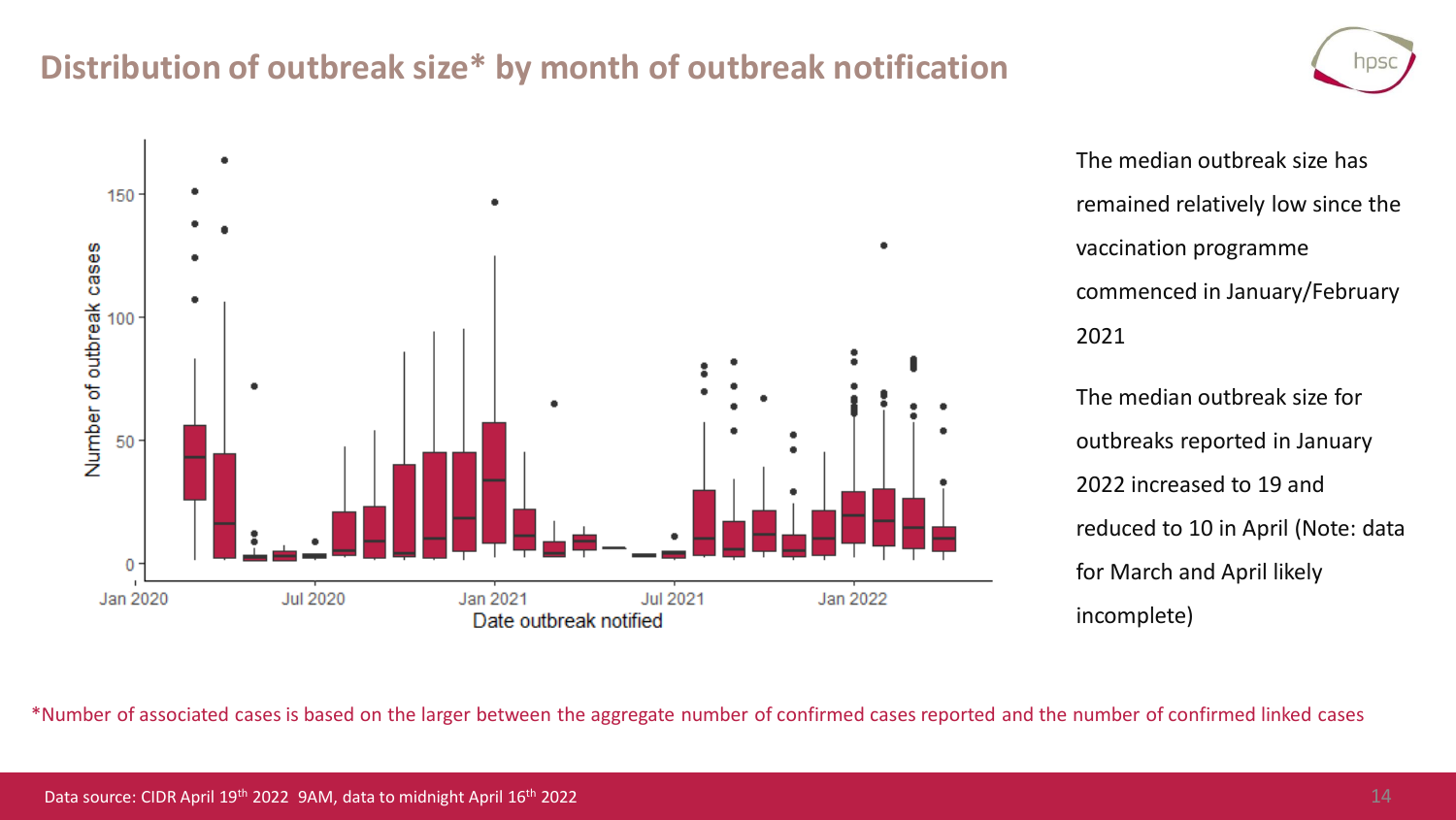# Distribution of outbreak size* by month of outbreak notification

The median outbreak size has remained relatively low since the vaccination programme commenced in January/February 2021

The median outbreak size for outbreaks reported in January 2022 increased to 19 and reduced to 10 in April (Note: data for March and April likely incomplete)

*Number of associated cases is based on the larger between the aggregate number of confirmed cases reported and the number of confirmed linked cases

Data source: CIDR April 19th 2022 9AM, data to midnight April 16th 2022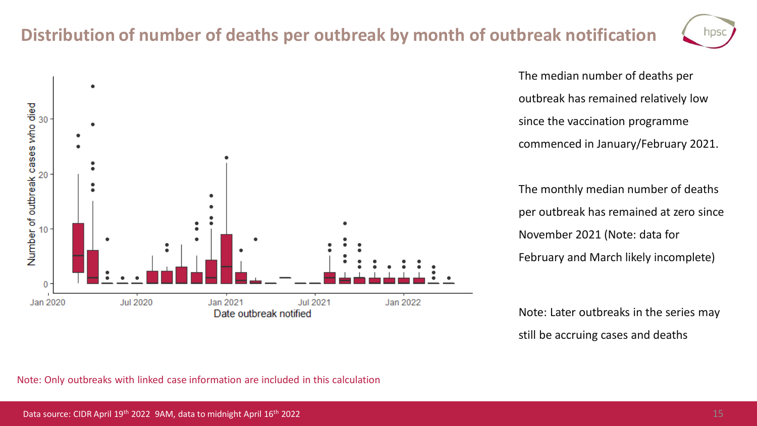# Distribution of number of deaths per outbreak by month of outbreak notification

The median number of deaths per outbreak has remained relatively low since the vaccination programme commenced in January/February 2021.

The monthly median number of deaths per outbreak has remained at zero since November 2021 (Note: data for February and March likely incomplete)

Note: Later outbreaks in the series may still be accruing cases and deaths

Note: Only outbreaks with linked case information are included in this calculation

Data source: CIDR April 19th 2022 9AM, data to midnight April 16th 2022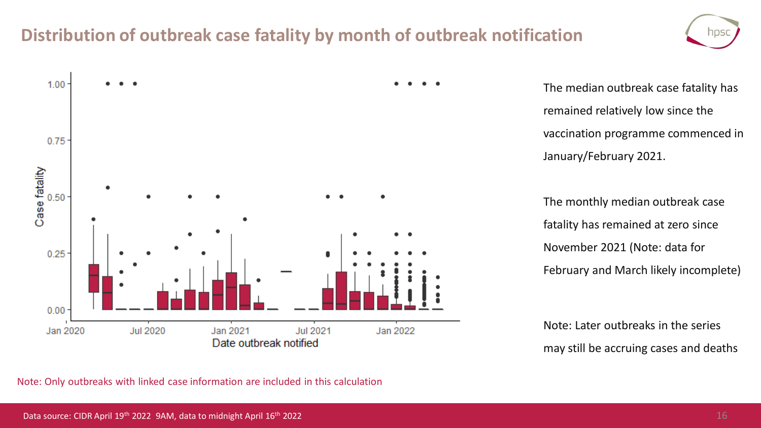# Distribution of outbreak case fatality by month of outbreak notification

The median outbreak case fatality has remained relatively low since the vaccination programme commenced in January/February 2021.

The monthly median outbreak case fatality has remained at zero since November 2021 (Note: data for February and March likely incomplete)

Note: Later outbreaks in the series may still be accruing cases and deaths

Note: Only outbreaks with linked case information are included in this calculation

Data source: CIDR April 19th 2022 9AM, data to midnight April 16th 2022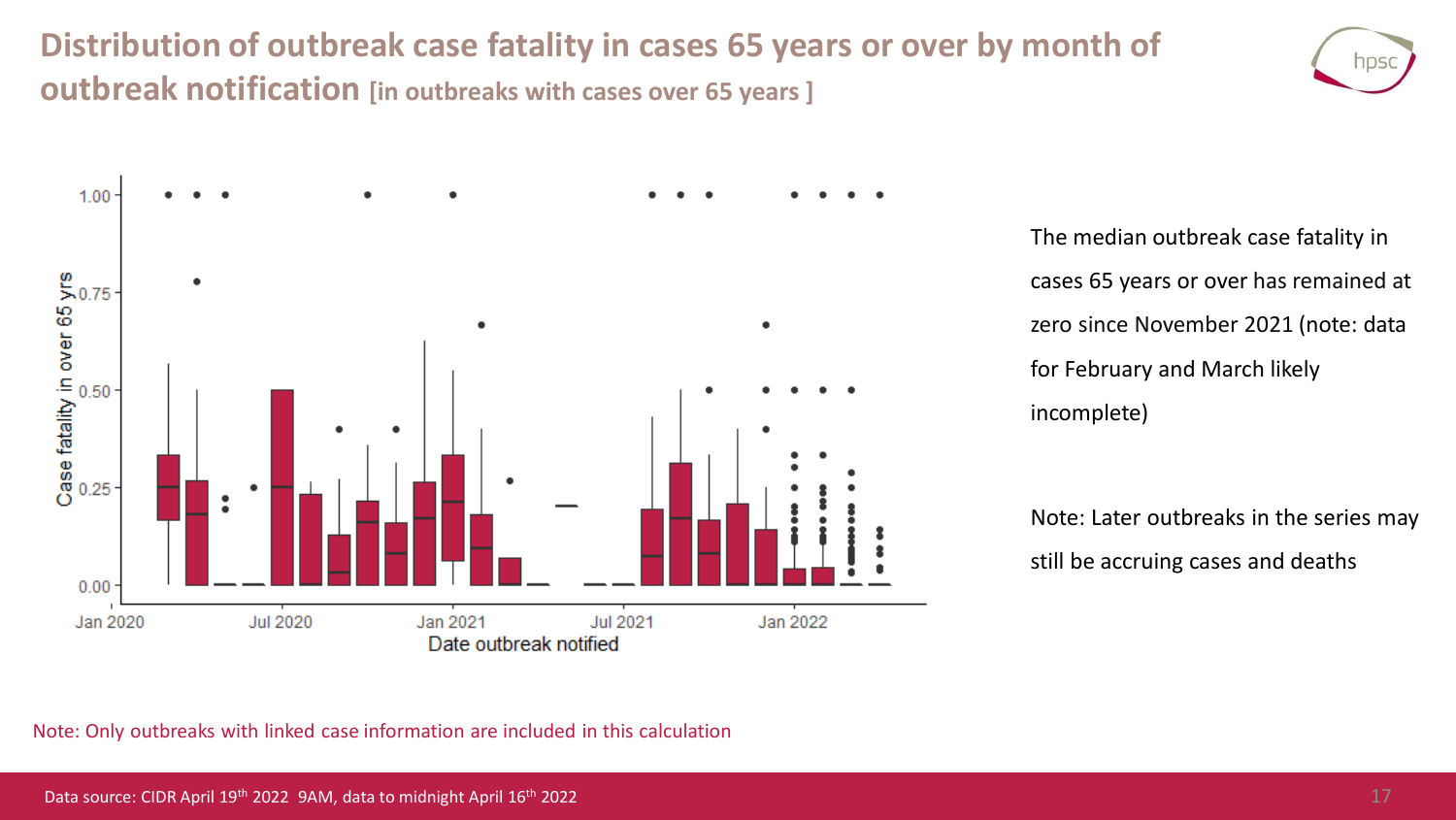# Distribution of outbreak case fatality in cases 65 years or over by month of outbreak notification [in outbreaks with cases over 65 years ]

Case fatality in over 65 yrs

1.00

0.75

0.50

0.25

0.00

Jan 2020

Jul 2020

Jan 2021

Jul 2021

Jan 2022

Date outbreak notified

The median outbreak case fatality in cases 65 years or over has remained at zero since November 2021 (note: data for February and March likely incomplete)

Note: Later outbreaks in the series may still be accruing cases and deaths

Note: Only outbreaks with linked case information are included in this calculation

Data source: CIDR April 19th 2022 9AM, data to midnight April 16th 2022